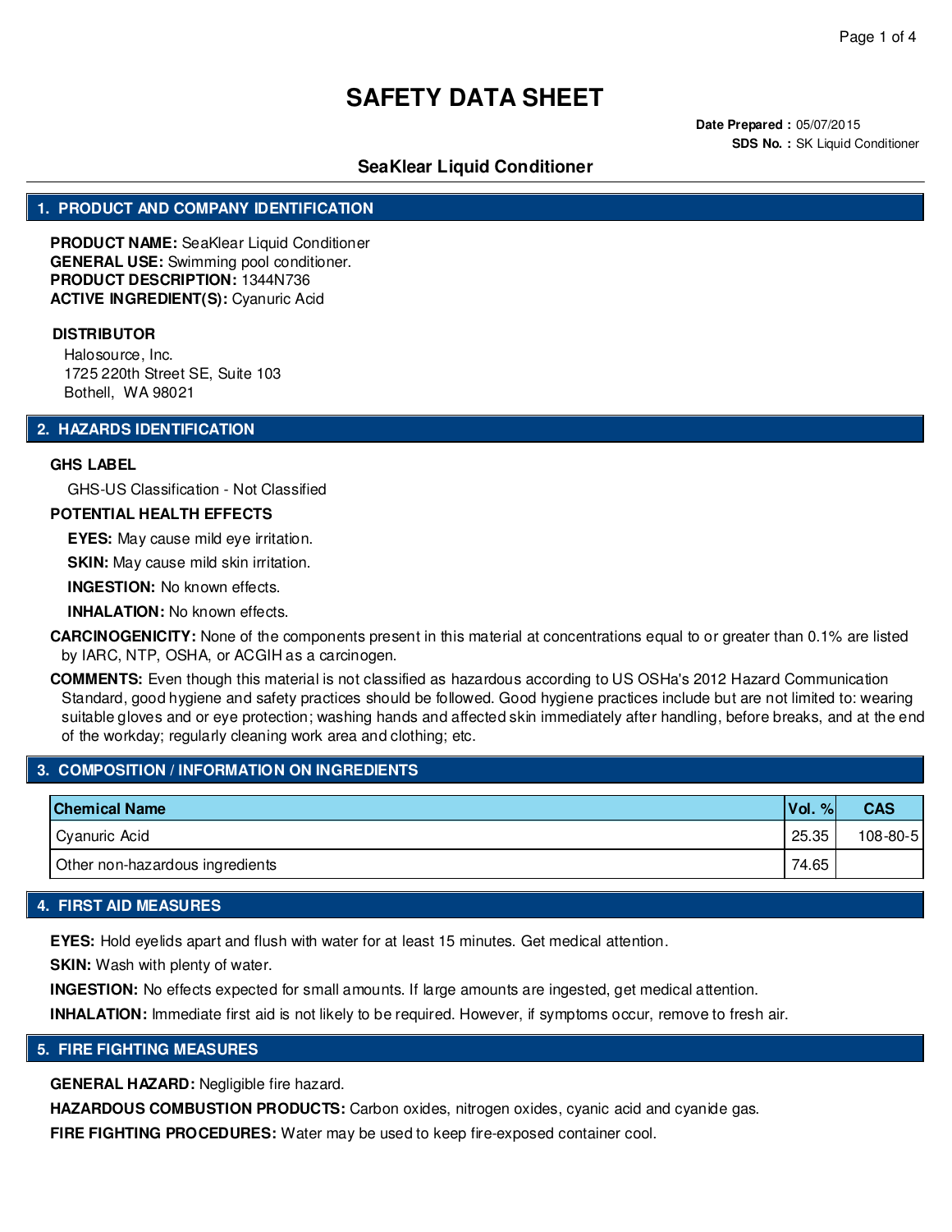# SAFETY DATA SHEET

**Date Prepared :** 05/07/2015
**SDS No. :** SK Liquid Conditioner

## SeaKlear Liquid Conditioner

## 1. PRODUCT AND COMPANY IDENTIFICATION

**PRODUCT NAME:** SeaKlear Liquid Conditioner
**GENERAL USE:** Swimming pool conditioner.
**PRODUCT DESCRIPTION:** 1344N736
**ACTIVE INGREDIENT(S):** Cyanuric Acid

**DISTRIBUTOR**

Halosource, Inc.
1725 220th Street SE, Suite 103
Bothell, WA 98021

## 2. HAZARDS IDENTIFICATION

**GHS LABEL**

GHS-US Classification - Not Classified

**POTENTIAL HEALTH EFFECTS**

**EYES:** May cause mild eye irritation.

**SKIN:** May cause mild skin irritation.

**INGESTION:** No known effects.

**INHALATION:** No known effects.

**CARCINOGENICITY:** None of the components present in this material at concentrations equal to or greater than 0.1% are listed by IARC, NTP, OSHA, or ACGIH as a carcinogen.

**COMMENTS:** Even though this material is not classified as hazardous according to US OSHa's 2012 Hazard Communication Standard, good hygiene and safety practices should be followed. Good hygiene practices include but are not limited to: wearing suitable gloves and or eye protection; washing hands and affected skin immediately after handling, before breaks, and at the end of the workday; regularly cleaning work area and clothing; etc.

## 3. COMPOSITION / INFORMATION ON INGREDIENTS

| Chemical Name | Vol. % | CAS |
|---|---|---|
| Cyanuric Acid | 25.35 | 108-80-5 |
| Other non-hazardous ingredients | 74.65 | |

## 4. FIRST AID MEASURES

**EYES:** Hold eyelids apart and flush with water for at least 15 minutes. Get medical attention.

**SKIN:** Wash with plenty of water.

**INGESTION:** No effects expected for small amounts. If large amounts are ingested, get medical attention.

**INHALATION:** Immediate first aid is not likely to be required. However, if symptoms occur, remove to fresh air.

## 5. FIRE FIGHTING MEASURES

**GENERAL HAZARD:** Negligible fire hazard.

**HAZARDOUS COMBUSTION PRODUCTS:** Carbon oxides, nitrogen oxides, cyanic acid and cyanide gas.

**FIRE FIGHTING PROCEDURES:** Water may be used to keep fire-exposed container cool.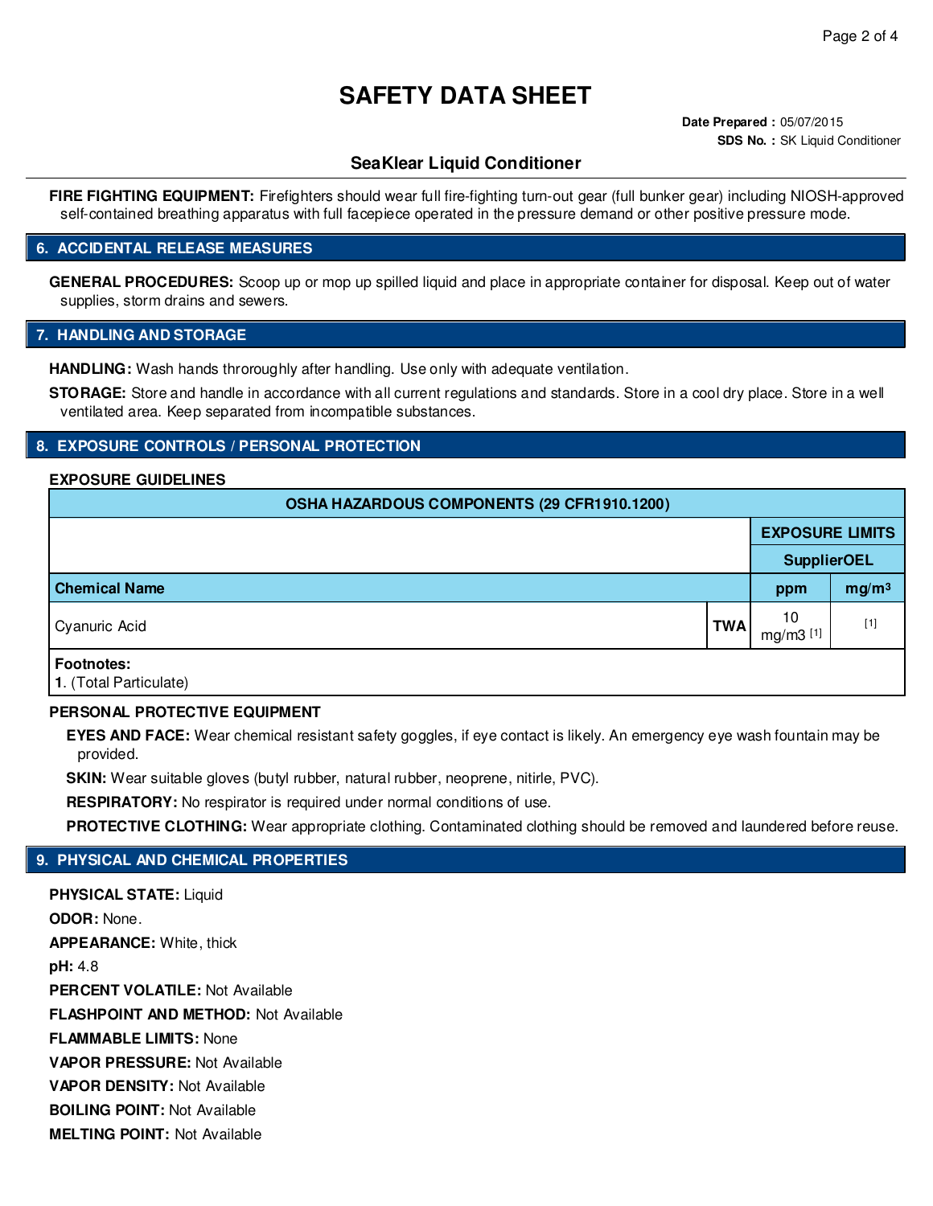# SAFETY DATA SHEET

**Date Prepared :** 05/07/2015
**SDS No. :** SK Liquid Conditioner

## SeaKlear Liquid Conditioner

**FIRE FIGHTING EQUIPMENT:** Firefighters should wear full fire-fighting turn-out gear (full bunker gear) including NIOSH-approved self-contained breathing apparatus with full facepiece operated in the pressure demand or other positive pressure mode.

## 6. ACCIDENTAL RELEASE MEASURES

**GENERAL PROCEDURES:** Scoop up or mop up spilled liquid and place in appropriate container for disposal. Keep out of water supplies, storm drains and sewers.

## 7. HANDLING AND STORAGE

**HANDLING:** Wash hands throroughly after handling. Use only with adequate ventilation.

**STORAGE:** Store and handle in accordance with all current regulations and standards. Store in a cool dry place. Store in a well ventilated area. Keep separated from incompatible substances.

## 8. EXPOSURE CONTROLS / PERSONAL PROTECTION

### EXPOSURE GUIDELINES

| OSHA HAZARDOUS COMPONENTS (29 CFR1910.1200) | | | |
|---|---|---|---|
| | | EXPOSURE LIMITS | |
| | | SupplierOEL | |
| Chemical Name | | ppm | mg/m³ |
| Cyanuric Acid | TWA | 10 mg/m3 [1] | [1] |

**Footnotes:**
**1**. (Total Particulate)

### PERSONAL PROTECTIVE EQUIPMENT

**EYES AND FACE:** Wear chemical resistant safety goggles, if eye contact is likely. An emergency eye wash fountain may be provided.

**SKIN:** Wear suitable gloves (butyl rubber, natural rubber, neoprene, nitirle, PVC).

**RESPIRATORY:** No respirator is required under normal conditions of use.

**PROTECTIVE CLOTHING:** Wear appropriate clothing. Contaminated clothing should be removed and laundered before reuse.

## 9. PHYSICAL AND CHEMICAL PROPERTIES

**PHYSICAL STATE:** Liquid

**ODOR:** None.

**APPEARANCE:** White, thick

**pH:** 4.8

**PERCENT VOLATILE:** Not Available

**FLASHPOINT AND METHOD:** Not Available

**FLAMMABLE LIMITS:** None

**VAPOR PRESSURE:** Not Available

**VAPOR DENSITY:** Not Available

**BOILING POINT:** Not Available

**MELTING POINT:** Not Available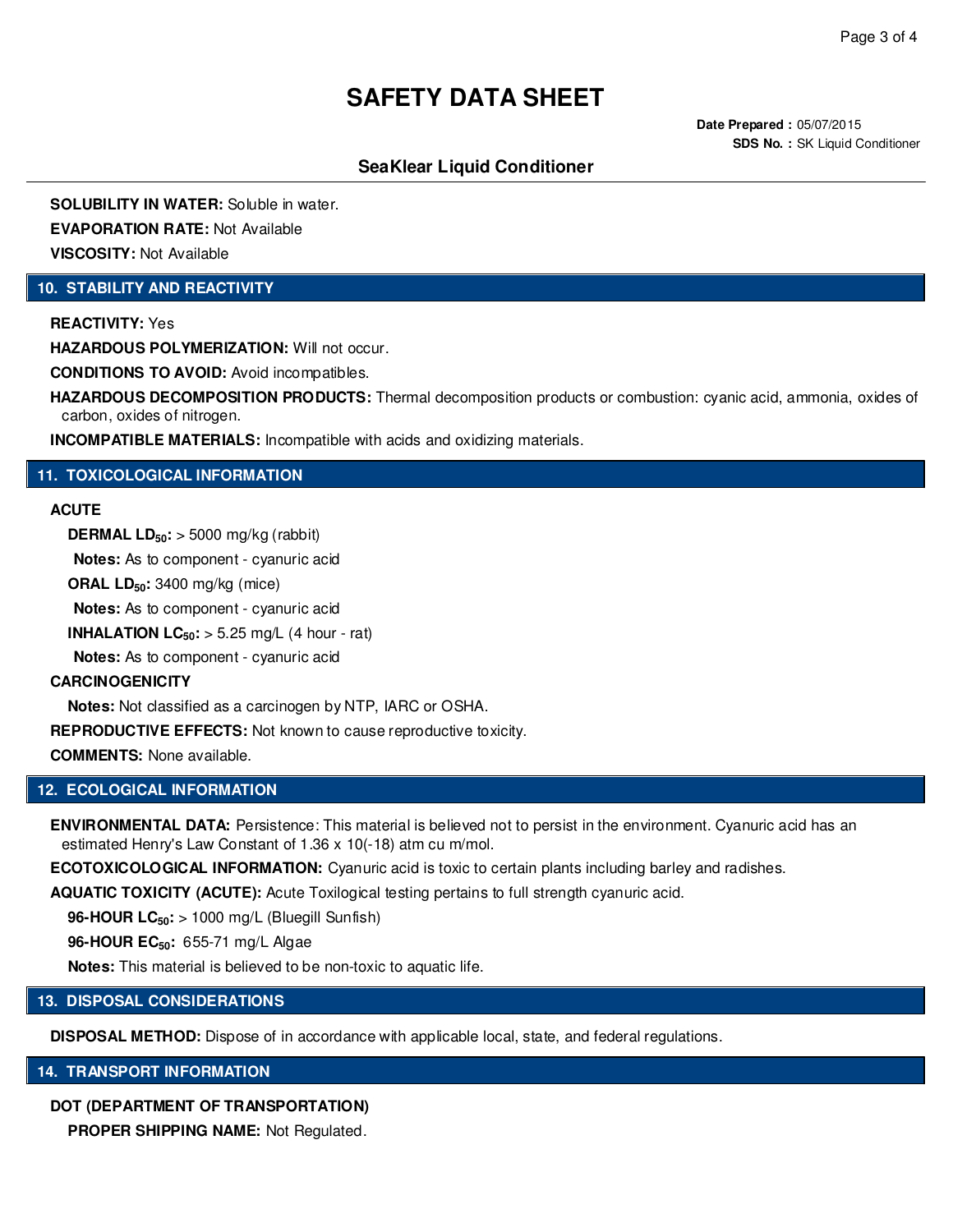# SAFETY DATA SHEET

**Date Prepared :** 05/07/2015
**SDS No. :** SK Liquid Conditioner

## SeaKlear Liquid Conditioner

**SOLUBILITY IN WATER:** Soluble in water.

**EVAPORATION RATE:** Not Available

**VIScosity:** Not Available

## 10. STABILITY AND REACTIVITY

**REACTIVITY:** Yes

**HAZARDOUS POLYMERIZATION:** Will not occur.

**CONDITIONS TO AVOID:** Avoid incompatibles.

**HAZARDOUS DECOMPOSITION PRODUCTS:** Thermal decomposition products or combustion: cyanic acid, ammonia, oxides of carbon, oxides of nitrogen.

**INCOMPATIBLE MATERIALS:** Incompatible with acids and oxidizing materials.

## 11. TOXICOLOGICAL INFORMATION

**ACUTE**

**DERMAL $LD_{50}$:** > 5000 mg/kg (rabbit)

**Notes:** As to component - cyanuric acid

**ORAL $LD_{50}$:** 3400 mg/kg (mice)

**Notes:** As to component - cyanuric acid

**INHALATION $LC_{50}$:** > 5.25 mg/L (4 hour - rat)

**Notes:** As to component - cyanuric acid

**CARCINOGENICITY**

**Notes:** Not classified as a carcinogen by NTP, IARC or OSHA.

**REPRODUCTIVE EFFECTS:** Not known to cause reproductive toxicity.

**COMMENTS:** None available.

## 12. ECOLOGICAL INFORMATION

**ENVIRONMENTAL DATA:** Persistence: This material is believed not to persist in the environment. Cyanuric acid has an estimated Henry's Law Constant of 1.36 x 10(-18) atm cu m/mol.

**ECOTOXICOLOGICAL INFORMATION:** Cyanuric acid is toxic to certain plants including barley and radishes.

**AQUATIC TOXICITY (ACUTE):** Acute Toxilogical testing pertains to full strength cyanuric acid.

**96-HOUR $LC_{50}$:** > 1000 mg/L (Bluegill Sunfish)

**96-HOUR $EC_{50}$:** 655-71 mg/L Algae

**Notes:** This material is believed to be non-toxic to aquatic life.

## 13. DISPOSAL CONSIDERATIONS

**DISPOSAL METHOD:** Dispose of in accordance with applicable local, state, and federal regulations.

## 14. TRANSPORT INFORMATION

**DOT (DEPARTMENT OF TRANSPORTATION)**

**PROPER SHIPPING NAME:** Not Regulated.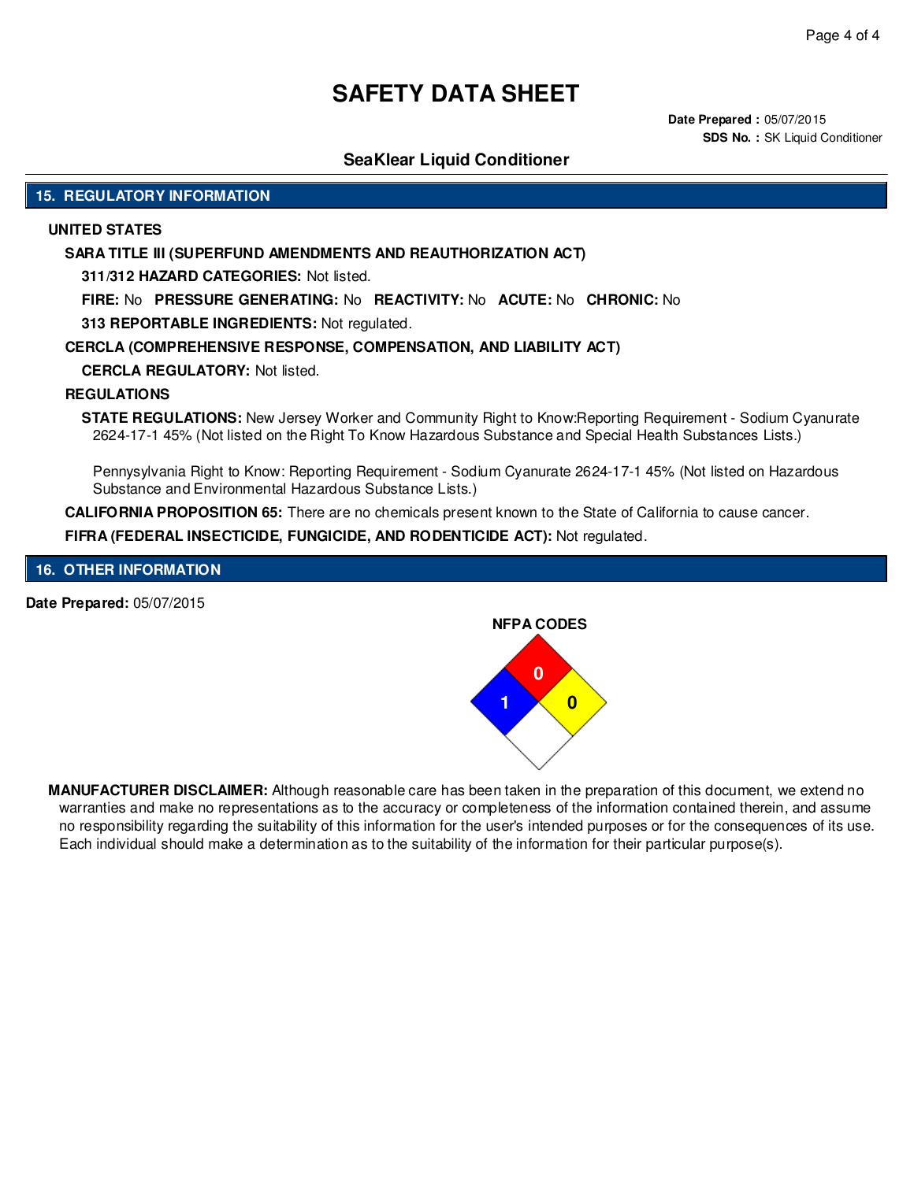# SAFETY DATA SHEET

**Date Prepared :** 05/07/2015
**SDS No. :** SK Liquid Conditioner

## SeaKlear Liquid Conditioner

## 15. REGULATORY INFORMATION

**UNITED STATES**

**SARA TITLE III (SUPERFUND AMENDMENTS AND REAUTHORIZATION ACT)**

**311/312 HAZARD CATEGORIES:** Not listed.

**FIRE:** No **PRESSURE GENERATING:** No **REACTIVITY:** No **ACUTE:** No **CHRONIC:** No

**313 REPORTABLE INGREDIENTS:** Not regulated.

**CERCLA (COMPREHENSIVE RESPONSE, COMPENSATION, AND LIABILITY ACT)**

**CERCLA REGULATORY:** Not listed.

**REGULATIONS**

**STATE REGULATIONS:** New Jersey Worker and Community Right to Know:Reporting Requirement - Sodium Cyanurate 2624-17-1 45% (Not listed on the Right To Know Hazardous Substance and Special Health Substances Lists.)

Pennysylvania Right to Know: Reporting Requirement - Sodium Cyanurate 2624-17-1 45% (Not listed on Hazardous Substance and Environmental Hazardous Substance Lists.)

**CALIFORNIA PROPOSITION 65:** There are no chemicals present known to the State of California to cause cancer.

**FIFRA (FEDERAL INSECTICIDE, FUNGICIDE, AND RODENTICIDE ACT):** Not regulated.

## 16. OTHER INFORMATION

**Date Prepared:** 05/07/2015

**NFPA CODES**

0

1

0

**MANUFACTURER DISCLAIMER:** Although reasonable care has been taken in the preparation of this document, we extend no warranties and make no representations as to the accuracy or completeness of the information contained therein, and assume no responsibility regarding the suitability of this information for the user's intended purposes or for the consequences of its use. Each individual should make a determination as to the suitability of the information for their particular purpose(s).